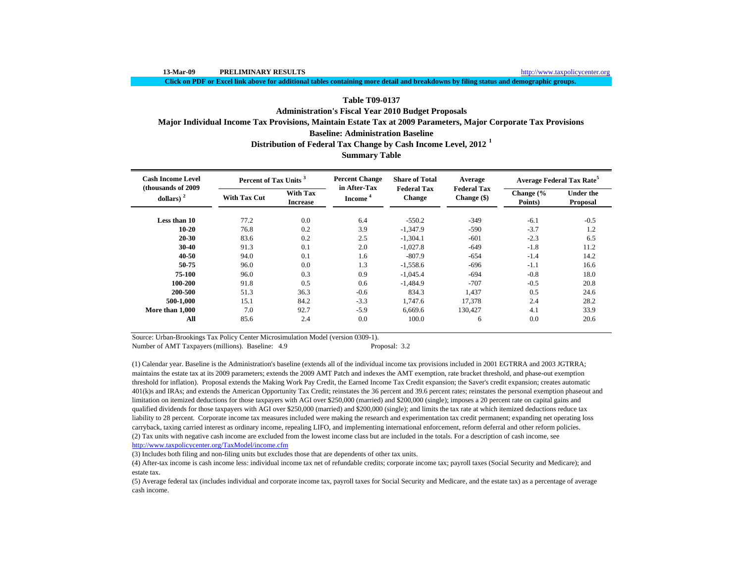13-Mar-09 **PRELIMINARY RESULTS** http://www.taxpolicycenter.org

**Click on PDF or Excel link above for additional tables containing more detail and breakdowns by filing status and demographic groups.**

# Table T09-0137

## Administration's Fiscal Year 2010 Budget Proposals

## Major Individual Income Tax Provisions, Maintain Estate Tax at 2009 Parameters, Major Corporate Tax Provisions

## Baseline: Administration Baseline

## Distribution of Federal Tax Change by Cash Income Level, 2012 [1]

## Summary Table

| Cash Income Level (thousands of 2009 dollars) [2] | Percent of Tax Units [3] | | Percent Change in After-Tax Income [4] | Share of Total Federal Tax Change | Average Federal Tax Change ($) | Average Federal Tax Rate[5] | |
|---|---|---|---|---|---|---|---|
| | With Tax Cut | With Tax Increase | | | | Change (% Points) | Under the Proposal |
| **Less than 10** | 77.2 | 0.0 | 6.4 | -550.2 | -349 | -6.1 | -0.5 |
| **10-20** | 76.8 | 0.2 | 3.9 | -1,347.9 | -590 | -3.7 | 1.2 |
| **20-30** | 83.6 | 0.2 | 2.5 | -1,304.1 | -601 | -2.3 | 6.5 |
| **30-40** | 91.3 | 0.1 | 2.0 | -1,027.8 | -649 | -1.8 | 11.2 |
| **40-50** | 94.0 | 0.1 | 1.6 | -807.9 | -654 | -1.4 | 14.2 |
| **50-75** | 96.0 | 0.0 | 1.3 | -1,558.6 | -696 | -1.1 | 16.6 |
| **75-100** | 96.0 | 0.3 | 0.9 | -1,045.4 | -694 | -0.8 | 18.0 |
| **100-200** | 91.8 | 0.5 | 0.6 | -1,484.9 | -707 | -0.5 | 20.8 |
| **200-500** | 51.3 | 36.3 | -0.6 | 834.3 | 1,437 | 0.5 | 24.6 |
| **500-1,000** | 15.1 | 84.2 | -3.3 | 1,747.6 | 17,378 | 2.4 | 28.2 |
| **More than 1,000** | 7.0 | 92.7 | -5.9 | 6,669.6 | 130,427 | 4.1 | 33.9 |
| **All** | 85.6 | 2.4 | 0.0 | 100.0 | 6 | 0.0 | 20.6 |

Source: Urban-Brookings Tax Policy Center Microsimulation Model (version 0309-1).

Number of AMT Taxpayers (millions). Baseline: 4.9 Proposal: 3.2

(1) Calendar year. Baseline is the Administration's baseline (extends all of the individual income tax provisions included in 2001 EGTRRA and 2003 JGTRRA; maintains the estate tax at its 2009 parameters; extends the 2009 AMT Patch and indexes the AMT exemption, rate bracket threshold, and phase-out exemption threshold for inflation). Proposal extends the Making Work Pay Credit, the Earned Income Tax Credit expansion; the Saver's credit expansion; creates automatic 401(k)s and IRAs; and extends the American Opportunity Tax Credit; reinstates the 36 percent and 39.6 percent rates; reinstates the personal exemption phaseout and limitation on itemized deductions for those taxpayers with AGI over $250,000 (married) and $200,000 (single); imposes a 20 percent rate on capital gains and qualified dividends for those taxpayers with AGI over $250,000 (married) and $200,000 (single); and limits the tax rate at which itemized deductions reduce tax liability to 28 percent. Corporate income tax measures included were making the research and experimentation tax credit permanent; expanding net operating loss carryback, taxing carried interest as ordinary income, repealing LIFO, and implementing international enforcement, reform deferral and other reform policies.

(2) Tax units with negative cash income are excluded from the lowest income class but are included in the totals. For a description of cash income, see http://www.taxpolicycenter.org/TaxModel/income.cfm

(3) Includes both filing and non-filing units but excludes those that are dependents of other tax units.

(4) After-tax income is cash income less: individual income tax net of refundable credits; corporate income tax; payroll taxes (Social Security and Medicare); and estate tax.

(5) Average federal tax (includes individual and corporate income tax, payroll taxes for Social Security and Medicare, and the estate tax) as a percentage of average cash income.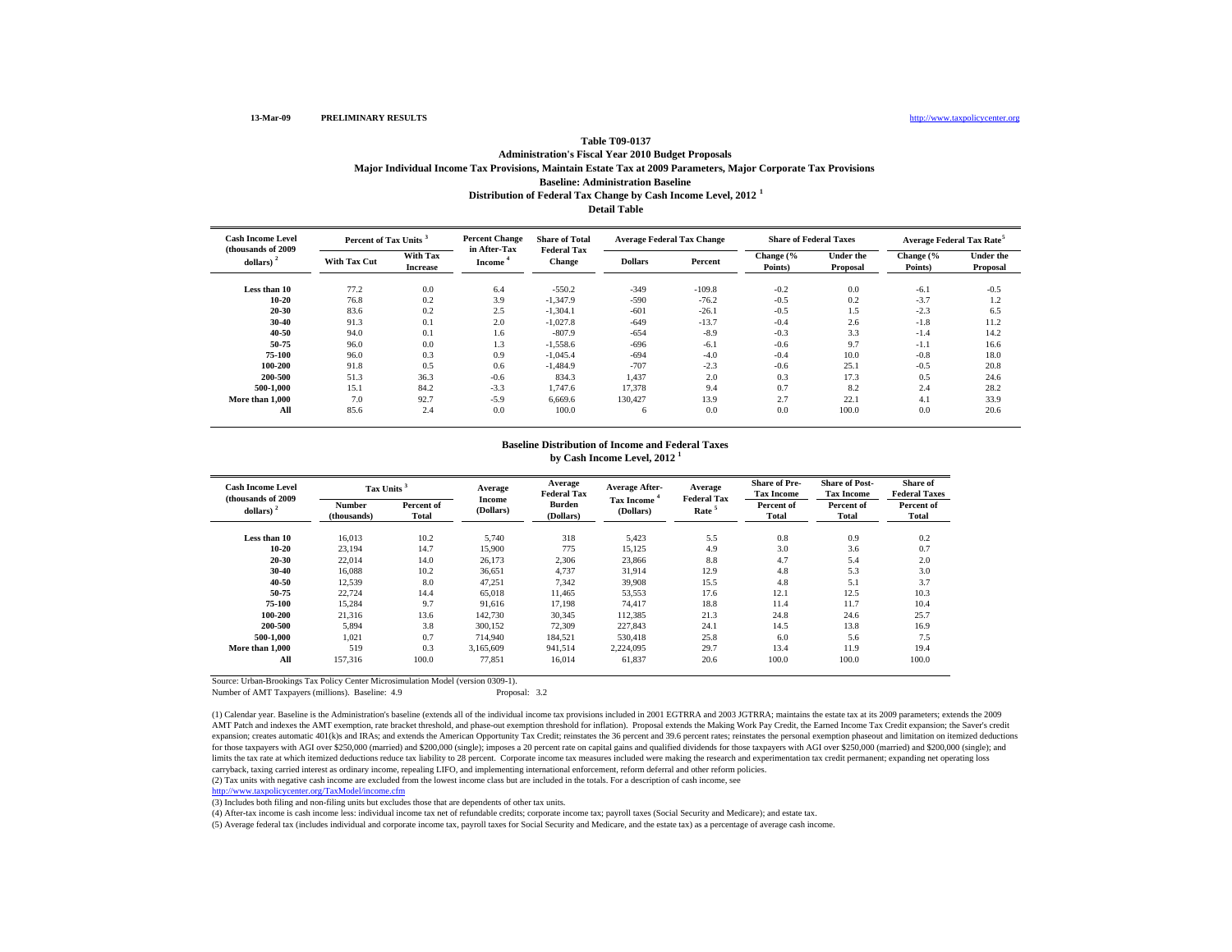13-Mar-09 PRELIMINARY RESULTS http://www.taxpolicycenter.org

**Table T09-0137**

**Administration's Fiscal Year 2010 Budget Proposals**

**Major Individual Income Tax Provisions, Maintain Estate Tax at 2009 Parameters, Major Corporate Tax Provisions**

**Baseline: Administration Baseline**

**Distribution of Federal Tax Change by Cash Income Level, 2012 [1]**

**Detail Table**

| Cash Income Level (thousands of 2009 dollars) [2] | Percent of Tax Units [3] | | Percent Change in After-Tax Income [4] | Share of Total Federal Tax Change | Average Federal Tax Change | | Share of Federal Taxes | | Average Federal Tax Rate[5] | |
|---|---|---|---|---|---|---|---|---|---|---|
| | With Tax Cut | With Tax Increase | | | Dollars | Percent | Change (% Points) | Under the Proposal | Change (% Points) | Under the Proposal |
| Less than 10 | 77.2 | 0.0 | 6.4 | -550.2 | -349 | -109.8 | -0.2 | 0.0 | -6.1 | -0.5 |
| 10-20 | 76.8 | 0.2 | 3.9 | -1,347.9 | -590 | -76.2 | -0.5 | 0.2 | -3.7 | 1.2 |
| 20-30 | 83.6 | 0.2 | 2.5 | -1,304.1 | -601 | -26.1 | -0.5 | 1.5 | -2.3 | 6.5 |
| 30-40 | 91.3 | 0.1 | 2.0 | -1,027.8 | -649 | -13.7 | -0.4 | 2.6 | -1.8 | 11.2 |
| 40-50 | 94.0 | 0.1 | 1.6 | -807.9 | -654 | -8.9 | -0.3 | 3.3 | -1.4 | 14.2 |
| 50-75 | 96.0 | 0.0 | 1.3 | -1,558.6 | -696 | -6.1 | -0.6 | 9.7 | -1.1 | 16.6 |
| 75-100 | 96.0 | 0.3 | 0.9 | -1,045.4 | -694 | -4.0 | -0.4 | 10.0 | -0.8 | 18.0 |
| 100-200 | 91.8 | 0.5 | 0.6 | -1,484.9 | -707 | -2.3 | -0.6 | 25.1 | -0.5 | 20.8 |
| 200-500 | 51.3 | 36.3 | -0.6 | 834.3 | 1,437 | 2.0 | 0.3 | 17.3 | 0.5 | 24.6 |
| 500-1,000 | 15.1 | 84.2 | -3.3 | 1,747.6 | 17,378 | 9.4 | 0.7 | 8.2 | 2.4 | 28.2 |
| More than 1,000 | 7.0 | 92.7 | -5.9 | 6,669.6 | 130,427 | 13.9 | 2.7 | 22.1 | 4.1 | 33.9 |
| All | 85.6 | 2.4 | 0.0 | 100.0 | 6 | 0.0 | 0.0 | 100.0 | 0.0 | 20.6 |

**Baseline Distribution of Income and Federal Taxes**

**by Cash Income Level, 2012 [1]**

| Cash Income Level (thousands of 2009 dollars) [2] | Tax Units [3] | | Average Income (Dollars) | Average Federal Tax Burden (Dollars) | Average After-Tax Income [4] (Dollars) | Average Federal Tax Rate [5] | Share of Pre-Tax Income | Share of Post-Tax Income | Share of Federal Taxes |
|---|---|---|---|---|---|---|---|---|---|
| | Number (thousands) | Percent of Total | | | | | Percent of Total | Percent of Total | Percent of Total |
| Less than 10 | 16,013 | 10.2 | 5,740 | 318 | 5,423 | 5.5 | 0.8 | 0.9 | 0.2 |
| 10-20 | 23,194 | 14.7 | 15,900 | 775 | 15,125 | 4.9 | 3.0 | 3.6 | 0.7 |
| 20-30 | 22,014 | 14.0 | 26,173 | 2,306 | 23,866 | 8.8 | 4.7 | 5.4 | 2.0 |
| 30-40 | 16,088 | 10.2 | 36,651 | 4,737 | 31,914 | 12.9 | 4.8 | 5.3 | 3.0 |
| 40-50 | 12,539 | 8.0 | 47,251 | 7,342 | 39,908 | 15.5 | 4.8 | 5.1 | 3.7 |
| 50-75 | 22,724 | 14.4 | 65,018 | 11,465 | 53,553 | 17.6 | 12.1 | 12.5 | 10.3 |
| 75-100 | 15,284 | 9.7 | 91,616 | 17,198 | 74,417 | 18.8 | 11.4 | 11.7 | 10.4 |
| 100-200 | 21,316 | 13.6 | 142,730 | 30,345 | 112,385 | 21.3 | 24.8 | 24.6 | 25.7 |
| 200-500 | 5,894 | 3.8 | 300,152 | 72,309 | 227,843 | 24.1 | 14.5 | 13.8 | 16.9 |
| 500-1,000 | 1,021 | 0.7 | 714,940 | 184,521 | 530,418 | 25.8 | 6.0 | 5.6 | 7.5 |
| More than 1,000 | 519 | 0.3 | 3,165,609 | 941,514 | 2,224,095 | 29.7 | 13.4 | 11.9 | 19.4 |
| All | 157,316 | 100.0 | 77,851 | 16,014 | 61,837 | 20.6 | 100.0 | 100.0 | 100.0 |

Source: Urban-Brookings Tax Policy Center Microsimulation Model (version 0309-1).

Number of AMT Taxpayers (millions). Baseline: 4.9 Proposal: 3.2

(1) Calendar year. Baseline is the Administration's baseline (extends all of the individual income tax provisions included in 2001 EGTRRA and 2003 JGTRRA; maintains the estate tax at its 2009 parameters; extends the 2009 AMT Patch and indexes the AMT exemption, rate bracket threshold, and phase-out exemption threshold for inflation). Proposal extends the Making Work Pay Credit, the Earned Income Tax Credit expansion; the Saver's credit expansion; creates automatic 401(k)s and IRAs; and extends the American Opportunity Tax Credit; reinstates the 36 percent and 39.6 percent rates; reinstates the personal exemption phaseout and limitation on itemized deductions for those taxpayers with AGI over $250,000 (married) and $200,000 (single); imposes a 20 percent rate on capital gains and qualified dividends for those taxpayers with AGI over $250,000 (married) and $200,000 (single); and limits the tax rate at which itemized deductions reduce tax liability to 28 percent. Corporate income tax measures included were making the research and experimentation tax credit permanent; expanding net operating loss carryback, taxing carried interest as ordinary income, repealing LIFO, and implementing international enforcement, reform deferral and other reform policies.

(2) Tax units with negative cash income are excluded from the lowest income class but are included in the totals. For a description of cash income, see http://www.taxpolicycenter.org/TaxModel/income.cfm

(3) Includes both filing and non-filing units but excludes those that are dependents of other tax units.

(4) After-tax income is cash income less: individual income tax net of refundable credits; corporate income tax; payroll taxes (Social Security and Medicare); and estate tax.

(5) Average federal tax (includes individual and corporate income tax, payroll taxes for Social Security and Medicare, and the estate tax) as a percentage of average cash income.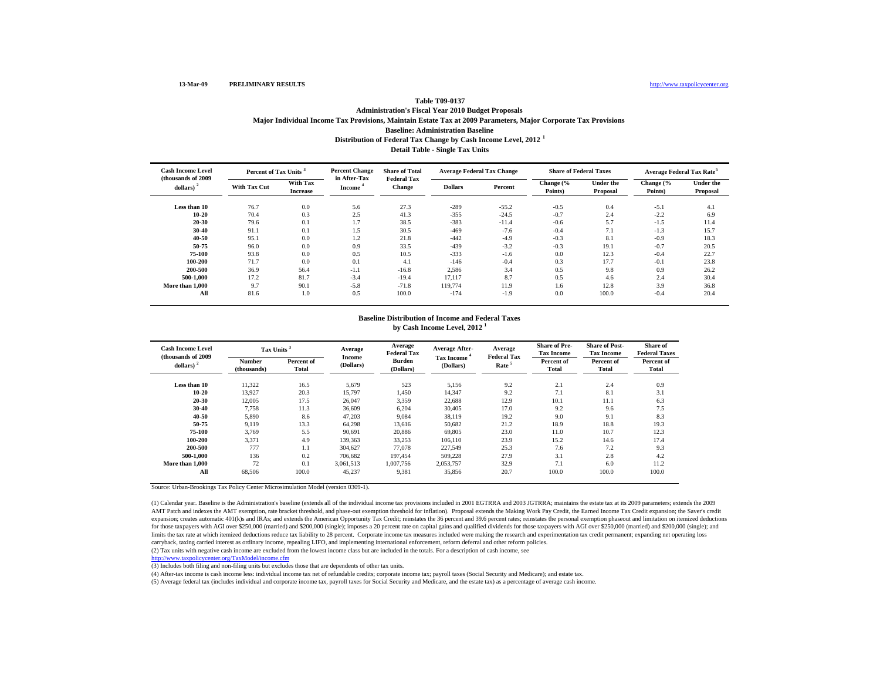13-Mar-09 PRELIMINARY RESULTS http://www.taxpolicycenter.org

# Table T09-0137

## Administration's Fiscal Year 2010 Budget Proposals

### Major Individual Income Tax Provisions, Maintain Estate Tax at 2009 Parameters, Major Corporate Tax Provisions

### Baseline: Administration Baseline

### Distribution of Federal Tax Change by Cash Income Level, 2012 [1]

### Detail Table - Single Tax Units

| Cash Income Level (thousands of 2009 dollars) [2] | Percent of Tax Units [3] | | Percent Change in After-Tax Income [4] | Share of Total Federal Tax Change | Average Federal Tax Change | | Share of Federal Taxes | | Average Federal Tax Rate[5] | |
|---|---|---|---|---|---|---|---|---|---|---|
| | With Tax Cut | With Tax Increase | | | Dollars | Percent | Change (% Points) | Under the Proposal | Change (% Points) | Under the Proposal |
| Less than 10 | 76.7 | 0.0 | 5.6 | 27.3 | -289 | -55.2 | -0.5 | 0.4 | -5.1 | 4.1 |
| 10-20 | 70.4 | 0.3 | 2.5 | 41.3 | -355 | -24.5 | -0.7 | 2.4 | -2.2 | 6.9 |
| 20-30 | 79.6 | 0.1 | 1.7 | 38.5 | -383 | -11.4 | -0.6 | 5.7 | -1.5 | 11.4 |
| 30-40 | 91.1 | 0.1 | 1.5 | 30.5 | -469 | -7.6 | -0.4 | 7.1 | -1.3 | 15.7 |
| 40-50 | 95.1 | 0.0 | 1.2 | 21.8 | -442 | -4.9 | -0.3 | 8.1 | -0.9 | 18.3 |
| 50-75 | 96.0 | 0.0 | 0.9 | 33.5 | -439 | -3.2 | -0.3 | 19.1 | -0.7 | 20.5 |
| 75-100 | 93.8 | 0.0 | 0.5 | 10.5 | -333 | -1.6 | 0.0 | 12.3 | -0.4 | 22.7 |
| 100-200 | 71.7 | 0.0 | 0.1 | 4.1 | -146 | -0.4 | 0.3 | 17.7 | -0.1 | 23.8 |
| 200-500 | 36.9 | 56.4 | -1.1 | -16.8 | 2,586 | 3.4 | 0.5 | 9.8 | 0.9 | 26.2 |
| 500-1,000 | 17.2 | 81.7 | -3.4 | -19.4 | 17,117 | 8.7 | 0.5 | 4.6 | 2.4 | 30.4 |
| More than 1,000 | 9.7 | 90.1 | -5.8 | -71.8 | 119,774 | 11.9 | 1.6 | 12.8 | 3.9 | 36.8 |
| All | 81.6 | 1.0 | 0.5 | 100.0 | -174 | -1.9 | 0.0 | 100.0 | -0.4 | 20.4 |

### Baseline Distribution of Income and Federal Taxes by Cash Income Level, 2012 [1]

| Cash Income Level (thousands of 2009 dollars) [2] | Tax Units [3] | | Average Income (Dollars) | Average Federal Tax Burden (Dollars) | Average After-Tax Income [4] (Dollars) | Average Federal Tax Rate [5] | Share of Pre-Tax Income | Share of Post-Tax Income | Share of Federal Taxes |
|---|---|---|---|---|---|---|---|---|---|
| | Number (thousands) | Percent of Total | | | | | Percent of Total | Percent of Total | Percent of Total |
| Less than 10 | 11,322 | 16.5 | 5,679 | 523 | 5,156 | 9.2 | 2.1 | 2.4 | 0.9 |
| 10-20 | 13,927 | 20.3 | 15,797 | 1,450 | 14,347 | 9.2 | 7.1 | 8.1 | 3.1 |
| 20-30 | 12,005 | 17.5 | 26,047 | 3,359 | 22,688 | 12.9 | 10.1 | 11.1 | 6.3 |
| 30-40 | 7,758 | 11.3 | 36,609 | 6,204 | 30,405 | 17.0 | 9.2 | 9.6 | 7.5 |
| 40-50 | 5,890 | 8.6 | 47,203 | 9,084 | 38,119 | 19.2 | 9.0 | 9.1 | 8.3 |
| 50-75 | 9,119 | 13.3 | 64,298 | 13,616 | 50,682 | 21.2 | 18.9 | 18.8 | 19.3 |
| 75-100 | 3,769 | 5.5 | 90,691 | 20,886 | 69,805 | 23.0 | 11.0 | 10.7 | 12.3 |
| 100-200 | 3,371 | 4.9 | 139,363 | 33,253 | 106,110 | 23.9 | 15.2 | 14.6 | 17.4 |
| 200-500 | 777 | 1.1 | 304,627 | 77,078 | 227,549 | 25.3 | 7.6 | 7.2 | 9.3 |
| 500-1,000 | 136 | 0.2 | 706,682 | 197,454 | 509,228 | 27.9 | 3.1 | 2.8 | 4.2 |
| More than 1,000 | 72 | 0.1 | 3,061,513 | 1,007,756 | 2,053,757 | 32.9 | 7.1 | 6.0 | 11.2 |
| All | 68,506 | 100.0 | 45,237 | 9,381 | 35,856 | 20.7 | 100.0 | 100.0 | 100.0 |

Source: Urban-Brookings Tax Policy Center Microsimulation Model (version 0309-1).

(1) Calendar year. Baseline is the Administration's baseline (extends all of the individual income tax provisions included in 2001 EGTRRA and 2003 JGTRRA; maintains the estate tax at its 2009 parameters; extends the 2009 AMT Patch and indexes the AMT exemption, rate bracket threshold, and phase-out exemption threshold for inflation). Proposal extends the Making Work Pay Credit, the Earned Income Tax Credit expansion; the Saver's credit expansion; creates automatic 401(k)s and IRAs; and extends the American Opportunity Tax Credit; reinstates the 36 percent and 39.6 percent rates; reinstates the personal exemption phaseout and limitation on itemized deductions for those taxpayers with AGI over $250,000 (married) and $200,000 (single); imposes a 20 percent rate on capital gains and qualified dividends for those taxpayers with AGI over $250,000 (married) and $200,000 (single); and limits the tax rate at which itemized deductions reduce tax liability to 28 percent. Corporate income tax measures included were making the research and experimentation tax credit permanent; expanding net operating loss carryback, taxing carried interest as ordinary income, repealing LIFO, and implementing international enforcement, reform deferral and other reform policies.

(2) Tax units with negative cash income are excluded from the lowest income class but are included in the totals. For a description of cash income, see http://www.taxpolicycenter.org/TaxModel/income.cfm

(3) Includes both filing and non-filing units but excludes those that are dependents of other tax units.

(4) After-tax income is cash income less: individual income tax net of refundable credits; corporate income tax; payroll taxes (Social Security and Medicare); and estate tax.

(5) Average federal tax (includes individual and corporate income tax, payroll taxes for Social Security and Medicare, and the estate tax) as a percentage of average cash income.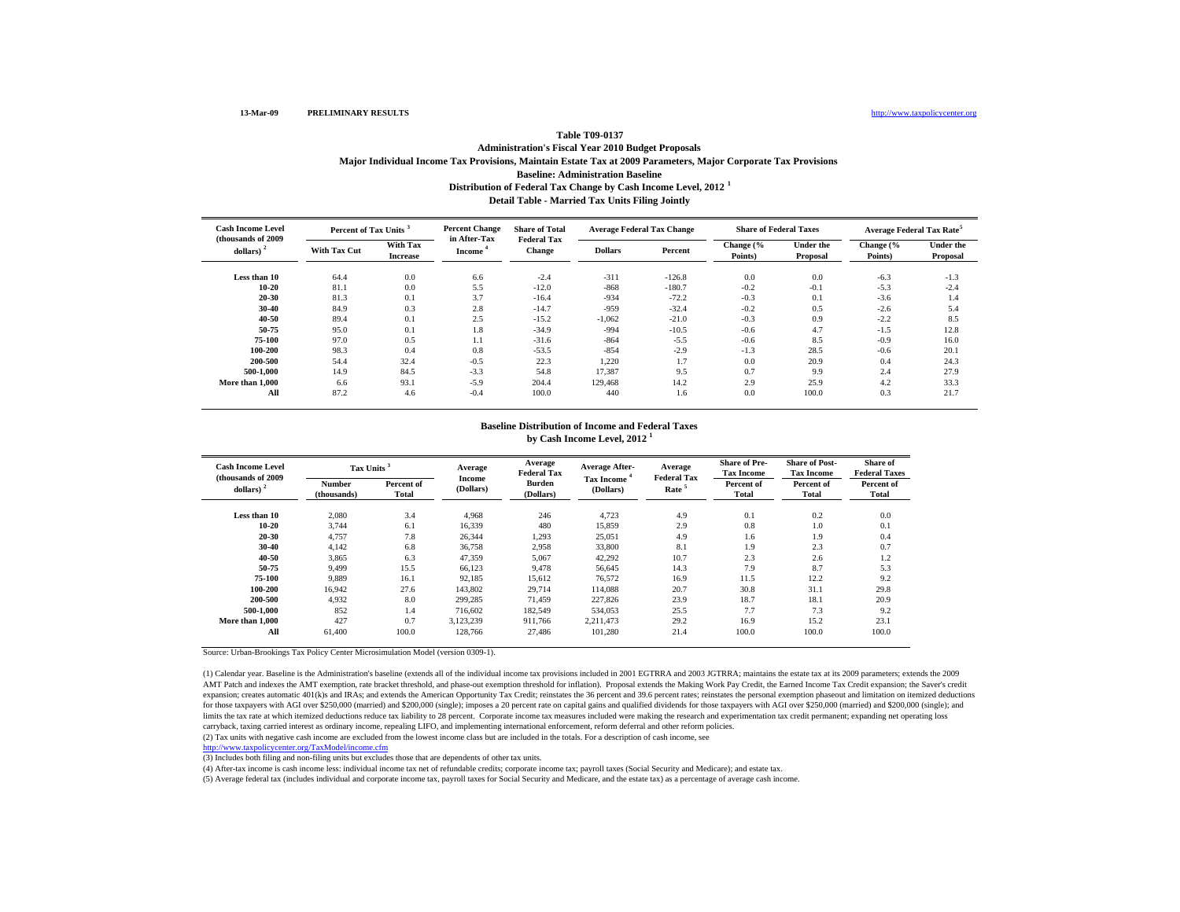13-Mar-09 **PRELIMINARY RESULTS** http://www.taxpolicycenter.org

**Table T09-0137**
**Administration's Fiscal Year 2010 Budget Proposals**
**Major Individual Income Tax Provisions, Maintain Estate Tax at 2009 Parameters, Major Corporate Tax Provisions**
**Baseline: Administration Baseline**
**Distribution of Federal Tax Change by Cash Income Level, 2012 [1]**
**Detail Table - Married Tax Units Filing Jointly**

| Cash Income Level (thousands of 2009 dollars) [2] | Percent of Tax Units [3] | | Percent Change in After-Tax Income [4] | Share of Total Federal Tax Change | Average Federal Tax Change | | Share of Federal Taxes | | Average Federal Tax Rate[5] | |
|---|---|---|---|---|---|---|---|---|---|---|
| | With Tax Cut | With Tax Increase | | | Dollars | Percent | Change (% Points) | Under the Proposal | Change (% Points) | Under the Proposal |
| Less than 10 | 64.4 | 0.0 | 6.6 | -2.4 | -311 | -126.8 | 0.0 | 0.0 | -6.3 | -1.3 |
| 10-20 | 81.1 | 0.0 | 5.5 | -12.0 | -868 | -180.7 | -0.2 | -0.1 | -5.3 | -2.4 |
| 20-30 | 81.3 | 0.1 | 3.7 | -16.4 | -934 | -72.2 | -0.3 | 0.1 | -3.6 | 1.4 |
| 30-40 | 84.9 | 0.3 | 2.8 | -14.7 | -959 | -32.4 | -0.2 | 0.5 | -2.6 | 5.4 |
| 40-50 | 89.4 | 0.1 | 2.5 | -15.2 | -1,062 | -21.0 | -0.3 | 0.9 | -2.2 | 8.5 |
| 50-75 | 95.0 | 0.1 | 1.8 | -34.9 | -994 | -10.5 | -0.6 | 4.7 | -1.5 | 12.8 |
| 75-100 | 97.0 | 0.5 | 1.1 | -31.6 | -864 | -5.5 | -0.6 | 8.5 | -0.9 | 16.0 |
| 100-200 | 98.3 | 0.4 | 0.8 | -53.5 | -854 | -2.9 | -1.3 | 28.5 | -0.6 | 20.1 |
| 200-500 | 54.4 | 32.4 | -0.5 | 22.3 | 1,220 | 1.7 | 0.0 | 20.9 | 0.4 | 24.3 |
| 500-1,000 | 14.9 | 84.5 | -3.3 | 54.8 | 17,387 | 9.5 | 0.7 | 9.9 | 2.4 | 27.9 |
| More than 1,000 | 6.6 | 93.1 | -5.9 | 204.4 | 129,468 | 14.2 | 2.9 | 25.9 | 4.2 | 33.3 |
| All | 87.2 | 4.6 | -0.4 | 100.0 | 440 | 1.6 | 0.0 | 100.0 | 0.3 | 21.7 |

**Baseline Distribution of Income and Federal Taxes**
**by Cash Income Level, 2012 [1]**

| Cash Income Level (thousands of 2009 dollars) [2] | Tax Units [3] | | Average Income (Dollars) | Average Federal Tax Burden (Dollars) | Average After-Tax Income [4] (Dollars) | Average Federal Tax Rate [5] | Share of Pre-Tax Income | Share of Post-Tax Income | Share of Federal Taxes |
|---|---|---|---|---|---|---|---|---|---|
| | Number (thousands) | Percent of Total | | | | | Percent of Total | Percent of Total | Percent of Total |
| Less than 10 | 2,080 | 3.4 | 4,968 | 246 | 4,723 | 4.9 | 0.1 | 0.2 | 0.0 |
| 10-20 | 3,744 | 6.1 | 16,339 | 480 | 15,859 | 2.9 | 0.8 | 1.0 | 0.1 |
| 20-30 | 4,757 | 7.8 | 26,344 | 1,293 | 25,051 | 4.9 | 1.6 | 1.9 | 0.4 |
| 30-40 | 4,142 | 6.8 | 36,758 | 2,958 | 33,800 | 8.1 | 1.9 | 2.3 | 0.7 |
| 40-50 | 3,865 | 6.3 | 47,359 | 5,067 | 42,292 | 10.7 | 2.3 | 2.6 | 1.2 |
| 50-75 | 9,499 | 15.5 | 66,123 | 9,478 | 56,645 | 14.3 | 7.9 | 8.7 | 5.3 |
| 75-100 | 9,889 | 16.1 | 92,185 | 15,612 | 76,572 | 16.9 | 11.5 | 12.2 | 9.2 |
| 100-200 | 16,942 | 27.6 | 143,802 | 29,714 | 114,088 | 20.7 | 30.8 | 31.1 | 29.8 |
| 200-500 | 4,932 | 8.0 | 299,285 | 71,459 | 227,826 | 23.9 | 18.7 | 18.1 | 20.9 |
| 500-1,000 | 852 | 1.4 | 716,602 | 182,549 | 534,053 | 25.5 | 7.7 | 7.3 | 9.2 |
| More than 1,000 | 427 | 0.7 | 3,123,239 | 911,766 | 2,211,473 | 29.2 | 16.9 | 15.2 | 23.1 |
| All | 61,400 | 100.0 | 128,766 | 27,486 | 101,280 | 21.4 | 100.0 | 100.0 | 100.0 |

Source: Urban-Brookings Tax Policy Center Microsimulation Model (version 0309-1).

(1) Calendar year. Baseline is the Administration's baseline (extends all of the individual income tax provisions included in 2001 EGTRRA and 2003 JGTRRA; maintains the estate tax at its 2009 parameters; extends the 2009 AMT Patch and indexes the AMT exemption, rate bracket threshold, and phase-out exemption threshold for inflation). Proposal extends the Making Work Pay Credit, the Earned Income Tax Credit expansion; the Saver's credit expansion; creates automatic 401(k)s and IRAs; and extends the American Opportunity Tax Credit; reinstates the 36 percent and 39.6 percent rates; reinstates the personal exemption phaseout and limitation on itemized deductions for those taxpayers with AGI over $250,000 (married) and $200,000 (single); imposes a 20 percent rate on capital gains and qualified dividends for those taxpayers with AGI over $250,000 (married) and $200,000 (single); and limits the tax rate at which itemized deductions reduce tax liability to 28 percent. Corporate income tax measures included were making the research and experimentation tax credit permanent; expanding net operating loss carryback, taxing carried interest as ordinary income, repealing LIFO, and implementing international enforcement, reform deferral and other reform policies.

(2) Tax units with negative cash income are excluded from the lowest income class but are included in the totals. For a description of cash income, see http://www.taxpolicycenter.org/TaxModel/income.cfm

(3) Includes both filing and non-filing units but excludes those that are dependents of other tax units.

(4) After-tax income is cash income less: individual income tax net of refundable credits; corporate income tax; payroll taxes (Social Security and Medicare); and estate tax.

(5) Average federal tax (includes individual and corporate income tax, payroll taxes for Social Security and Medicare, and the estate tax) as a percentage of average cash income.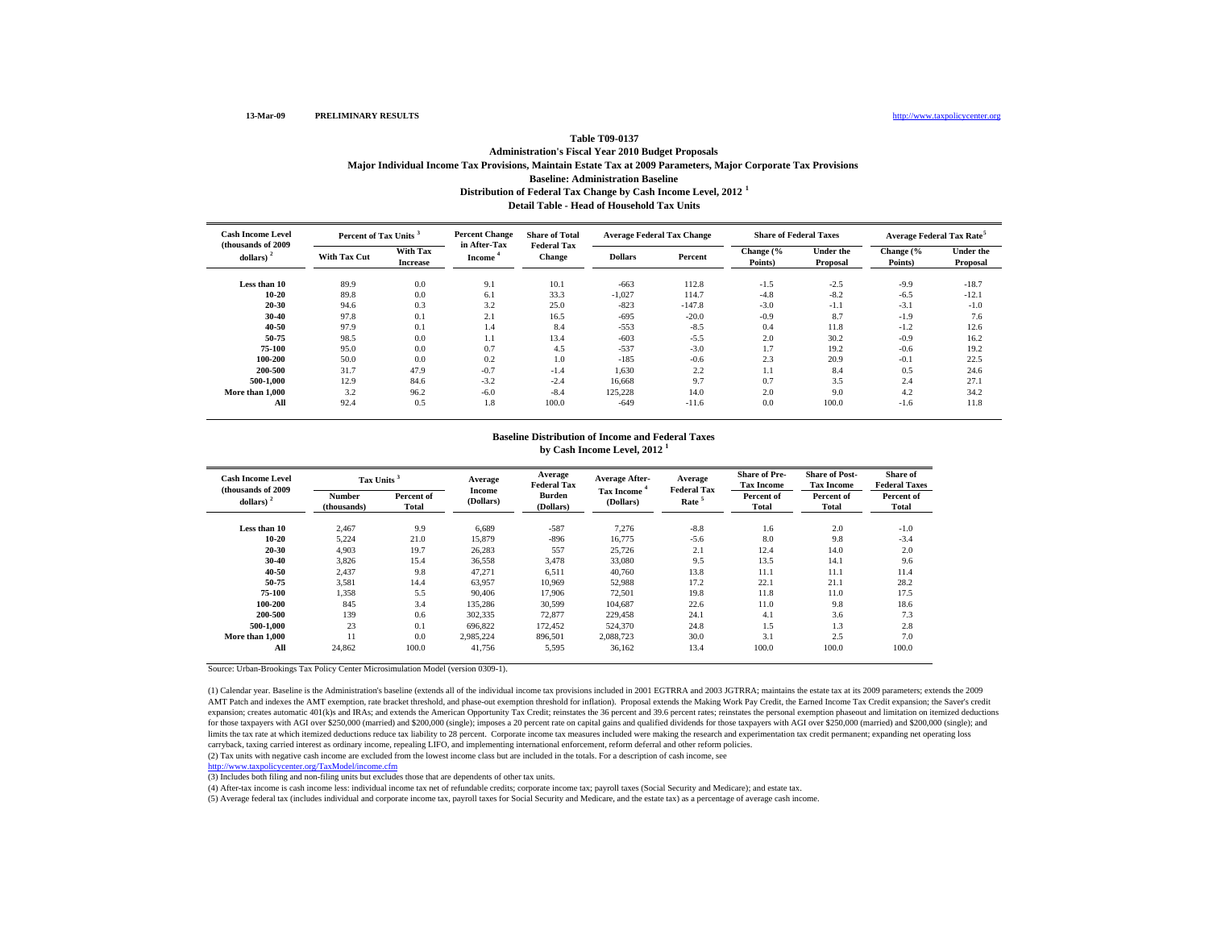13-Mar-09 **PRELIMINARY RESULTS** http://www.taxpolicycenter.org

**Table T09-0137**

**Administration's Fiscal Year 2010 Budget Proposals**

**Major Individual Income Tax Provisions, Maintain Estate Tax at 2009 Parameters, Major Corporate Tax Provisions**

**Baseline: Administration Baseline**

**Distribution of Federal Tax Change by Cash Income Level, 2012 [1]**

**Detail Table - Head of Household Tax Units**

| Cash Income Level (thousands of 2009 dollars) [2] | Percent of Tax Units [3] | | Percent Change in After-Tax Income [4] | Share of Total Federal Tax Change | Average Federal Tax Change | | Share of Federal Taxes | | Average Federal Tax Rate[5] | |
|---|---|---|---|---|---|---|---|---|---|---|
| | With Tax Cut | With Tax Increase | | | Dollars | Percent | Change (% Points) | Under the Proposal | Change (% Points) | Under the Proposal |
| Less than 10 | 89.9 | 0.0 | 9.1 | 10.1 | -663 | 112.8 | -1.5 | -2.5 | -9.9 | -18.7 |
| 10-20 | 89.8 | 0.0 | 6.1 | 33.3 | -1,027 | 114.7 | -4.8 | -8.2 | -6.5 | -12.1 |
| 20-30 | 94.6 | 0.3 | 3.2 | 25.0 | -823 | -147.8 | -3.0 | -1.1 | -3.1 | -1.0 |
| 30-40 | 97.8 | 0.1 | 2.1 | 16.5 | -695 | -20.0 | -0.9 | 8.7 | -1.9 | 7.6 |
| 40-50 | 97.9 | 0.1 | 1.4 | 8.4 | -553 | -8.5 | 0.4 | 11.8 | -1.2 | 12.6 |
| 50-75 | 98.5 | 0.0 | 1.1 | 13.4 | -603 | -5.5 | 2.0 | 30.2 | -0.9 | 16.2 |
| 75-100 | 95.0 | 0.0 | 0.7 | 4.5 | -537 | -3.0 | 1.7 | 19.2 | -0.6 | 19.2 |
| 100-200 | 50.0 | 0.0 | 0.2 | 1.0 | -185 | -0.6 | 2.3 | 20.9 | -0.1 | 22.5 |
| 200-500 | 31.7 | 47.9 | -0.7 | -1.4 | 1,630 | 2.2 | 1.1 | 8.4 | 0.5 | 24.6 |
| 500-1,000 | 12.9 | 84.6 | -3.2 | -2.4 | 16,668 | 9.7 | 0.7 | 3.5 | 2.4 | 27.1 |
| More than 1,000 | 3.2 | 96.2 | -6.0 | -8.4 | 125,228 | 14.0 | 2.0 | 9.0 | 4.2 | 34.2 |
| All | 92.4 | 0.5 | 1.8 | 100.0 | -649 | -11.6 | 0.0 | 100.0 | -1.6 | 11.8 |

**Baseline Distribution of Income and Federal Taxes by Cash Income Level, 2012 [1]**

| Cash Income Level (thousands of 2009 dollars) [2] | Tax Units [3] | | Average Income (Dollars) | Average Federal Tax Burden (Dollars) | Average After-Tax Income [4] (Dollars) | Average Federal Tax Rate [5] | Share of Pre-Tax Income | Share of Post-Tax Income | Share of Federal Taxes |
|---|---|---|---|---|---|---|---|---|---|
| | Number (thousands) | Percent of Total | | | | | Percent of Total | Percent of Total | Percent of Total |
| Less than 10 | 2,467 | 9.9 | 6,689 | -587 | 7,276 | -8.8 | 1.6 | 2.0 | -1.0 |
| 10-20 | 5,224 | 21.0 | 15,879 | -896 | 16,775 | -5.6 | 8.0 | 9.8 | -3.4 |
| 20-30 | 4,903 | 19.7 | 26,283 | 557 | 25,726 | 2.1 | 12.4 | 14.0 | 2.0 |
| 30-40 | 3,826 | 15.4 | 36,558 | 3,478 | 33,080 | 9.5 | 13.5 | 14.1 | 9.6 |
| 40-50 | 2,437 | 9.8 | 47,271 | 6,511 | 40,760 | 13.8 | 11.1 | 11.1 | 11.4 |
| 50-75 | 3,581 | 14.4 | 63,957 | 10,969 | 52,988 | 17.2 | 22.1 | 21.1 | 28.2 |
| 75-100 | 1,358 | 5.5 | 90,406 | 17,906 | 72,501 | 19.8 | 11.8 | 11.0 | 17.5 |
| 100-200 | 845 | 3.4 | 135,286 | 30,599 | 104,687 | 22.6 | 11.0 | 9.8 | 18.6 |
| 200-500 | 139 | 0.6 | 302,335 | 72,877 | 229,458 | 24.1 | 4.1 | 3.6 | 7.3 |
| 500-1,000 | 23 | 0.1 | 696,822 | 172,452 | 524,370 | 24.8 | 1.5 | 1.3 | 2.8 |
| More than 1,000 | 11 | 0.0 | 2,985,224 | 896,501 | 2,088,723 | 30.0 | 3.1 | 2.5 | 7.0 |
| All | 24,862 | 100.0 | 41,756 | 5,595 | 36,162 | 13.4 | 100.0 | 100.0 | 100.0 |

Source: Urban-Brookings Tax Policy Center Microsimulation Model (version 0309-1).

(1) Calendar year. Baseline is the Administration's baseline (extends all of the individual income tax provisions included in 2001 EGTRRA and 2003 JGTRRA; maintains the estate tax at its 2009 parameters; extends the 2009 AMT Patch and indexes the AMT exemption, rate bracket threshold, and phase-out exemption threshold for inflation). Proposal extends the Making Work Pay Credit, the Earned Income Tax Credit expansion; the Saver's credit expansion; creates automatic 401(k)s and IRAs; and extends the American Opportunity Tax Credit; reinstates the 36 percent and 39.6 percent rates; reinstates the personal exemption phaseout and limitation on itemized deductions for those taxpayers with AGI over $250,000 (married) and $200,000 (single); imposes a 20 percent rate on capital gains and qualified dividends for those taxpayers with AGI over $250,000 (married) and $200,000 (single); and limits the tax rate at which itemized deductions reduce tax liability to 28 percent. Corporate income tax measures included were making the research and experimentation tax credit permanent; expanding net operating loss carryback, taxing carried interest as ordinary income, repealing LIFO, and implementing international enforcement, reform deferral and other reform policies.

(2) Tax units with negative cash income are excluded from the lowest income class but are included in the totals. For a description of cash income, see http://www.taxpolicycenter.org/TaxModel/income.cfm

(3) Includes both filing and non-filing units but excludes those that are dependents of other tax units.

(4) After-tax income is cash income less: individual income tax net of refundable credits; corporate income tax; payroll taxes (Social Security and Medicare); and estate tax.

(5) Average federal tax (includes individual and corporate income tax, payroll taxes for Social Security and Medicare, and the estate tax) as a percentage of average cash income.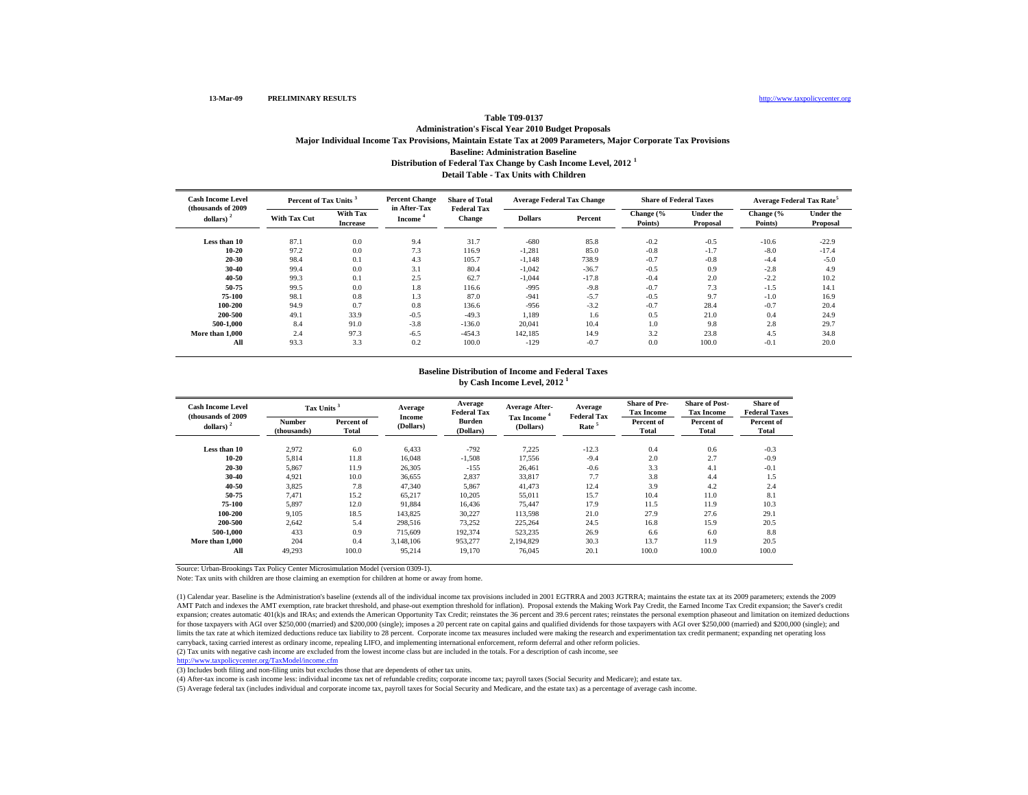13-Mar-09 PRELIMINARY RESULTS http://www.taxpolicycenter.org

# Table T09-0137

## Administration's Fiscal Year 2010 Budget Proposals

### Major Individual Income Tax Provisions, Maintain Estate Tax at 2009 Parameters, Major Corporate Tax Provisions

### Baseline: Administration Baseline

### Distribution of Federal Tax Change by Cash Income Level, 2012 [1]

### Detail Table - Tax Units with Children

| Cash Income Level (thousands of 2009 dollars) [2] | Percent of Tax Units [3] | | Percent Change in After-Tax Income [4] | Share of Total Federal Tax Change | Average Federal Tax Change | | Share of Federal Taxes | | Average Federal Tax Rate[5] | |
|---|---|---|---|---|---|---|---|---|---|---|
| | With Tax Cut | With Tax Increase | | | Dollars | Percent | Change (% Points) | Under the Proposal | Change (% Points) | Under the Proposal |
| Less than 10 | 87.1 | 0.0 | 9.4 | 31.7 | -680 | 85.8 | -0.2 | -0.5 | -10.6 | -22.9 |
| 10-20 | 97.2 | 0.0 | 7.3 | 116.9 | -1,281 | 85.0 | -0.8 | -1.7 | -8.0 | -17.4 |
| 20-30 | 98.4 | 0.1 | 4.3 | 105.7 | -1,148 | 738.9 | -0.7 | -0.8 | -4.4 | -5.0 |
| 30-40 | 99.4 | 0.0 | 3.1 | 80.4 | -1,042 | -36.7 | -0.5 | 0.9 | -2.8 | 4.9 |
| 40-50 | 99.3 | 0.1 | 2.5 | 62.7 | -1,044 | -17.8 | -0.4 | 2.0 | -2.2 | 10.2 |
| 50-75 | 99.5 | 0.0 | 1.8 | 116.6 | -995 | -9.8 | -0.7 | 7.3 | -1.5 | 14.1 |
| 75-100 | 98.1 | 0.8 | 1.3 | 87.0 | -941 | -5.7 | -0.5 | 9.7 | -1.0 | 16.9 |
| 100-200 | 94.9 | 0.7 | 0.8 | 136.6 | -956 | -3.2 | -0.7 | 28.4 | -0.7 | 20.4 |
| 200-500 | 49.1 | 33.9 | -0.5 | -49.3 | 1,189 | 1.6 | 0.5 | 21.0 | 0.4 | 24.9 |
| 500-1,000 | 8.4 | 91.0 | -3.8 | -136.0 | 20,041 | 10.4 | 1.0 | 9.8 | 2.8 | 29.7 |
| More than 1,000 | 2.4 | 97.3 | -6.5 | -454.3 | 142,185 | 14.9 | 3.2 | 23.8 | 4.5 | 34.8 |
| All | 93.3 | 3.3 | 0.2 | 100.0 | -129 | -0.7 | 0.0 | 100.0 | -0.1 | 20.0 |

### Baseline Distribution of Income and Federal Taxes by Cash Income Level, 2012 [1]

| Cash Income Level (thousands of 2009 dollars) [2] | Tax Units [3] | | Average Income (Dollars) | Average Federal Tax Burden (Dollars) | Average After-Tax Income [4] (Dollars) | Average Federal Tax Rate [5] | Share of Pre-Tax Income | Share of Post-Tax Income | Share of Federal Taxes |
|---|---|---|---|---|---|---|---|---|---|
| | Number (thousands) | Percent of Total | | | | | Percent of Total | Percent of Total | Percent of Total |
| Less than 10 | 2,972 | 6.0 | 6,433 | -792 | 7,225 | -12.3 | 0.4 | 0.6 | -0.3 |
| 10-20 | 5,814 | 11.8 | 16,048 | -1,508 | 17,556 | -9.4 | 2.0 | 2.7 | -0.9 |
| 20-30 | 5,867 | 11.9 | 26,305 | -155 | 26,461 | -0.6 | 3.3 | 4.1 | -0.1 |
| 30-40 | 4,921 | 10.0 | 36,655 | 2,837 | 33,817 | 7.7 | 3.8 | 4.4 | 1.5 |
| 40-50 | 3,825 | 7.8 | 47,340 | 5,867 | 41,473 | 12.4 | 3.9 | 4.2 | 2.4 |
| 50-75 | 7,471 | 15.2 | 65,217 | 10,205 | 55,011 | 15.7 | 10.4 | 11.0 | 8.1 |
| 75-100 | 5,897 | 12.0 | 91,884 | 16,436 | 75,447 | 17.9 | 11.5 | 11.9 | 10.3 |
| 100-200 | 9,105 | 18.5 | 143,825 | 30,227 | 113,598 | 21.0 | 27.9 | 27.6 | 29.1 |
| 200-500 | 2,642 | 5.4 | 298,516 | 73,252 | 225,264 | 24.5 | 16.8 | 15.9 | 20.5 |
| 500-1,000 | 433 | 0.9 | 715,609 | 192,374 | 523,235 | 26.9 | 6.6 | 6.0 | 8.8 |
| More than 1,000 | 204 | 0.4 | 3,148,106 | 953,277 | 2,194,829 | 30.3 | 13.7 | 11.9 | 20.5 |
| All | 49,293 | 100.0 | 95,214 | 19,170 | 76,045 | 20.1 | 100.0 | 100.0 | 100.0 |

Source: Urban-Brookings Tax Policy Center Microsimulation Model (version 0309-1).

Note: Tax units with children are those claiming an exemption for children at home or away from home.

(1) Calendar year. Baseline is the Administration's baseline (extends all of the individual income tax provisions included in 2001 EGTRRA and 2003 JGTRRA; maintains the estate tax at its 2009 parameters; extends the 2009 AMT Patch and indexes the AMT exemption, rate bracket threshold, and phase-out exemption threshold for inflation). Proposal extends the Making Work Pay Credit, the Earned Income Tax Credit expansion; the Saver's credit expansion; creates automatic 401(k)s and IRAs; and extends the American Opportunity Tax Credit; reinstates the 36 percent and 39.6 percent rates; reinstates the personal exemption phaseout and limitation on itemized deductions for those taxpayers with AGI over $250,000 (married) and $200,000 (single); imposes a 20 percent rate on capital gains and qualified dividends for those taxpayers with AGI over $250,000 (married) and $200,000 (single); and limits the tax rate at which itemized deductions reduce tax liability to 28 percent. Corporate income tax measures included were making the research and experimentation tax credit permanent; expanding net operating loss carryback, taxing carried interest as ordinary income, repealing LIFO, and implementing international enforcement, reform deferral and other reform policies.

(2) Tax units with negative cash income are excluded from the lowest income class but are included in the totals. For a description of cash income, see http://www.taxpolicycenter.org/TaxModel/income.cfm

(3) Includes both filing and non-filing units but excludes those that are dependents of other tax units.

(4) After-tax income is cash income less: individual income tax net of refundable credits; corporate income tax; payroll taxes (Social Security and Medicare); and estate tax.

(5) Average federal tax (includes individual and corporate income tax, payroll taxes for Social Security and Medicare, and the estate tax) as a percentage of average cash income.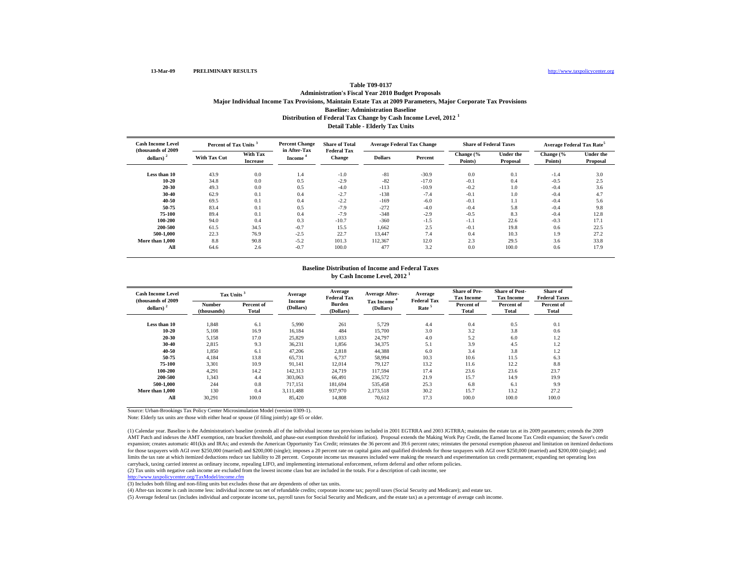13-Mar-09 PRELIMINARY RESULTS http://www.taxpolicycenter.org

**Table T09-0137**

**Administration's Fiscal Year 2010 Budget Proposals**

**Major Individual Income Tax Provisions, Maintain Estate Tax at 2009 Parameters, Major Corporate Tax Provisions**

**Baseline: Administration Baseline**

**Distribution of Federal Tax Change by Cash Income Level, 2012 [1]**

**Detail Table - Elderly Tax Units**

| Cash Income Level (thousands of 2009 dollars) [2] | Percent of Tax Units [3] | | Percent Change in After-Tax Income [4] | Share of Total Federal Tax Change | Average Federal Tax Change | | Share of Federal Taxes | | Average Federal Tax Rate [5] | |
|---|---|---|---|---|---|---|---|---|---|---|
| | With Tax Cut | With Tax Increase | | | Dollars | Percent | Change (% Points) | Under the Proposal | Change (% Points) | Under the Proposal |
| Less than 10 | 43.9 | 0.0 | 1.4 | -1.0 | -81 | -30.9 | 0.0 | 0.1 | -1.4 | 3.0 |
| 10-20 | 34.8 | 0.0 | 0.5 | -2.9 | -82 | -17.0 | -0.1 | 0.4 | -0.5 | 2.5 |
| 20-30 | 49.3 | 0.0 | 0.5 | -4.0 | -113 | -10.9 | -0.2 | 1.0 | -0.4 | 3.6 |
| 30-40 | 62.9 | 0.1 | 0.4 | -2.7 | -138 | -7.4 | -0.1 | 1.0 | -0.4 | 4.7 |
| 40-50 | 69.5 | 0.1 | 0.4 | -2.2 | -169 | -6.0 | -0.1 | 1.1 | -0.4 | 5.6 |
| 50-75 | 83.4 | 0.1 | 0.5 | -7.9 | -272 | -4.0 | -0.4 | 5.8 | -0.4 | 9.8 |
| 75-100 | 89.4 | 0.1 | 0.4 | -7.9 | -348 | -2.9 | -0.5 | 8.3 | -0.4 | 12.8 |
| 100-200 | 94.0 | 0.4 | 0.3 | -10.7 | -360 | -1.5 | -1.1 | 22.6 | -0.3 | 17.1 |
| 200-500 | 61.5 | 34.5 | -0.7 | 15.5 | 1,662 | 2.5 | -0.1 | 19.8 | 0.6 | 22.5 |
| 500-1,000 | 22.3 | 76.9 | -2.5 | 22.7 | 13,447 | 7.4 | 0.4 | 10.3 | 1.9 | 27.2 |
| More than 1,000 | 8.8 | 90.8 | -5.2 | 101.3 | 112,367 | 12.0 | 2.3 | 29.5 | 3.6 | 33.8 |
| All | 64.6 | 2.6 | -0.7 | 100.0 | 477 | 3.2 | 0.0 | 100.0 | 0.6 | 17.9 |

**Baseline Distribution of Income and Federal Taxes by Cash Income Level, 2012 [1]**

| Cash Income Level (thousands of 2009 dollars) [2] | Tax Units [3] | | Average Income (Dollars) | Average Federal Tax Burden (Dollars) | Average After-Tax Income [4] (Dollars) | Average Federal Tax Rate [5] | Share of Pre-Tax Income | Share of Post-Tax Income | Share of Federal Taxes |
|---|---|---|---|---|---|---|---|---|---|
| | Number (thousands) | Percent of Total | | | | | Percent of Total | Percent of Total | Percent of Total |
| Less than 10 | 1,848 | 6.1 | 5,990 | 261 | 5,729 | 4.4 | 0.4 | 0.5 | 0.1 |
| 10-20 | 5,108 | 16.9 | 16,184 | 484 | 15,700 | 3.0 | 3.2 | 3.8 | 0.6 |
| 20-30 | 5,158 | 17.0 | 25,829 | 1,033 | 24,797 | 4.0 | 5.2 | 6.0 | 1.2 |
| 30-40 | 2,815 | 9.3 | 36,231 | 1,856 | 34,375 | 5.1 | 3.9 | 4.5 | 1.2 |
| 40-50 | 1,850 | 6.1 | 47,206 | 2,818 | 44,388 | 6.0 | 3.4 | 3.8 | 1.2 |
| 50-75 | 4,184 | 13.8 | 65,731 | 6,737 | 58,994 | 10.3 | 10.6 | 11.5 | 6.3 |
| 75-100 | 3,301 | 10.9 | 91,141 | 12,014 | 79,127 | 13.2 | 11.6 | 12.2 | 8.8 |
| 100-200 | 4,291 | 14.2 | 142,313 | 24,719 | 117,594 | 17.4 | 23.6 | 23.6 | 23.7 |
| 200-500 | 1,343 | 4.4 | 303,063 | 66,491 | 236,572 | 21.9 | 15.7 | 14.9 | 19.9 |
| 500-1,000 | 244 | 0.8 | 717,151 | 181,694 | 535,458 | 25.3 | 6.8 | 6.1 | 9.9 |
| More than 1,000 | 130 | 0.4 | 3,111,488 | 937,970 | 2,173,518 | 30.2 | 15.7 | 13.2 | 27.2 |
| All | 30,291 | 100.0 | 85,420 | 14,808 | 70,612 | 17.3 | 100.0 | 100.0 | 100.0 |

Source: Urban-Brookings Tax Policy Center Microsimulation Model (version 0309-1).

Note: Elderly tax units are those with either head or spouse (if filing jointly) age 65 or older.

(1) Calendar year. Baseline is the Administration's baseline (extends all of the individual income tax provisions included in 2001 EGTRRA and 2003 JGTRRA; maintains the estate tax at its 2009 parameters; extends the 2009 AMT Patch and indexes the AMT exemption, rate bracket threshold, and phase-out exemption threshold for inflation). Proposal extends the Making Work Pay Credit, the Earned Income Tax Credit expansion; the Saver's credit expansion; creates automatic 401(k)s and IRAs; and extends the American Opportunity Tax Credit; reinstates the 36 percent and 39.6 percent rates; reinstates the personal exemption phaseout and limitation on itemized deductions for those taxpayers with AGI over $250,000 (married) and $200,000 (single); imposes a 20 percent rate on capital gains and qualified dividends for those taxpayers with AGI over $250,000 (married) and $200,000 (single); and limits the tax rate at which itemized deductions reduce tax liability to 28 percent. Corporate income tax measures included were making the research and experimentation tax credit permanent; expanding net operating loss carryback, taxing carried interest as ordinary income, repealing LIFO, and implementing international enforcement, reform deferral and other reform policies.

(2) Tax units with negative cash income are excluded from the lowest income class but are included in the totals. For a description of cash income, see http://www.taxpolicycenter.org/TaxModel/income.cfm

(3) Includes both filing and non-filing units but excludes those that are dependents of other tax units.

(4) After-tax income is cash income less: individual income tax net of refundable credits; corporate income tax; payroll taxes (Social Security and Medicare); and estate tax.

(5) Average federal tax (includes individual and corporate income tax, payroll taxes for Social Security and Medicare, and the estate tax) as a percentage of average cash income.